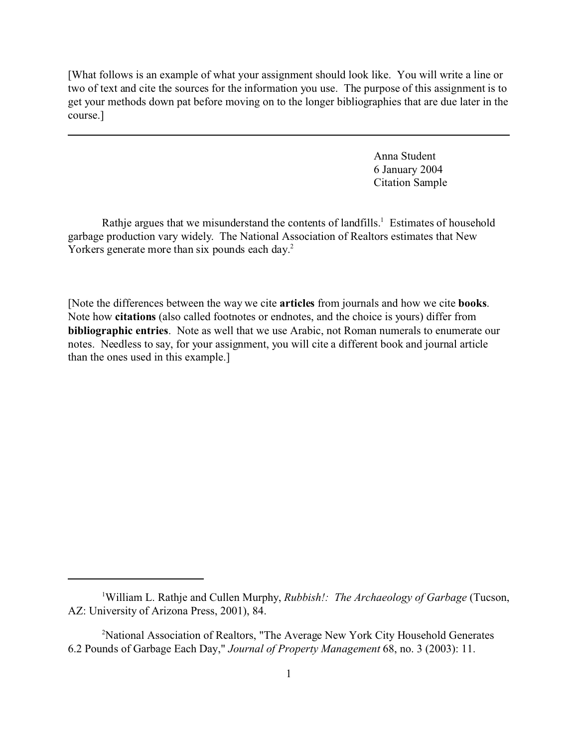[What follows is an example of what your assignment should look like. You will write a line or two of text and cite the sources for the information you use. The purpose of this assignment is to get your methods down pat before moving on to the longer bibliographies that are due later in the course.]

---

Anna Student  
6 January 2004  
Citation Sample

Rathje argues that we misunderstand the contents of landfills.[1] Estimates of household garbage production vary widely. The National Association of Realtors estimates that New Yorkers generate more than six pounds each day.[2]

[Note the differences between the way we cite **articles** from journals and how we cite **books**. Note how **citations** (also called footnotes or endnotes, and the choice is yours) differ from **bibliographic entries**. Note as well that we use Arabic, not Roman numerals to enumerate our notes. Needless to say, for your assignment, you will cite a different book and journal article than the ones used in this example.]

---

[1] William L. Rathje and Cullen Murphy, *Rubbish!: The Archaeology of Garbage* (Tucson, AZ: University of Arizona Press, 2001), 84.

[2] National Association of Realtors, "The Average New York City Household Generates 6.2 Pounds of Garbage Each Day," *Journal of Property Management* 68, no. 3 (2003): 11.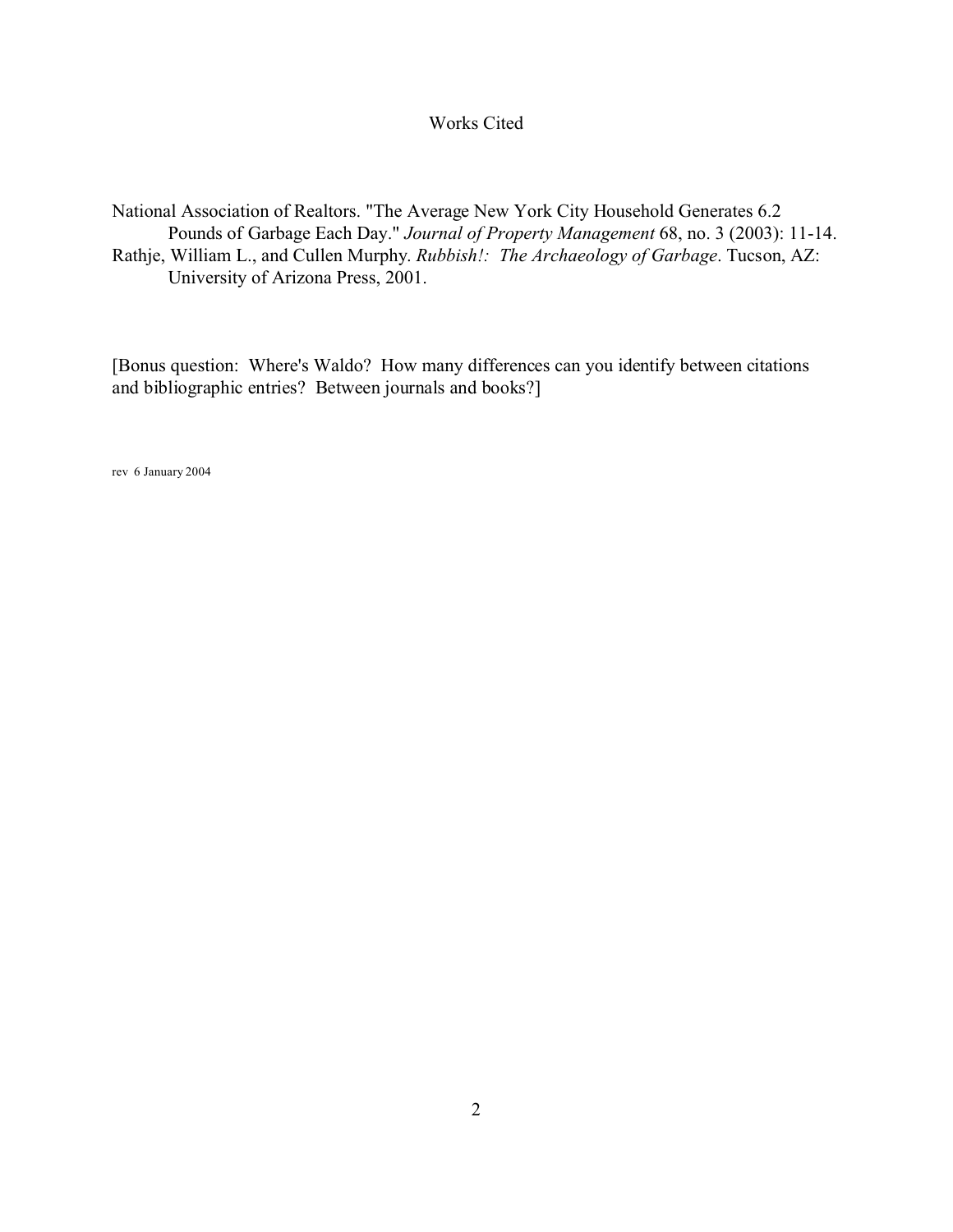# Works Cited

National Association of Realtors. "The Average New York City Household Generates 6.2 Pounds of Garbage Each Day." *Journal of Property Management* 68, no. 3 (2003): 11-14.

Rathje, William L., and Cullen Murphy. *Rubbish!: The Archaeology of Garbage*. Tucson, AZ: University of Arizona Press, 2001.

[Bonus question: Where's Waldo? How many differences can you identify between citations and bibliographic entries? Between journals and books?]

rev 6 January 2004